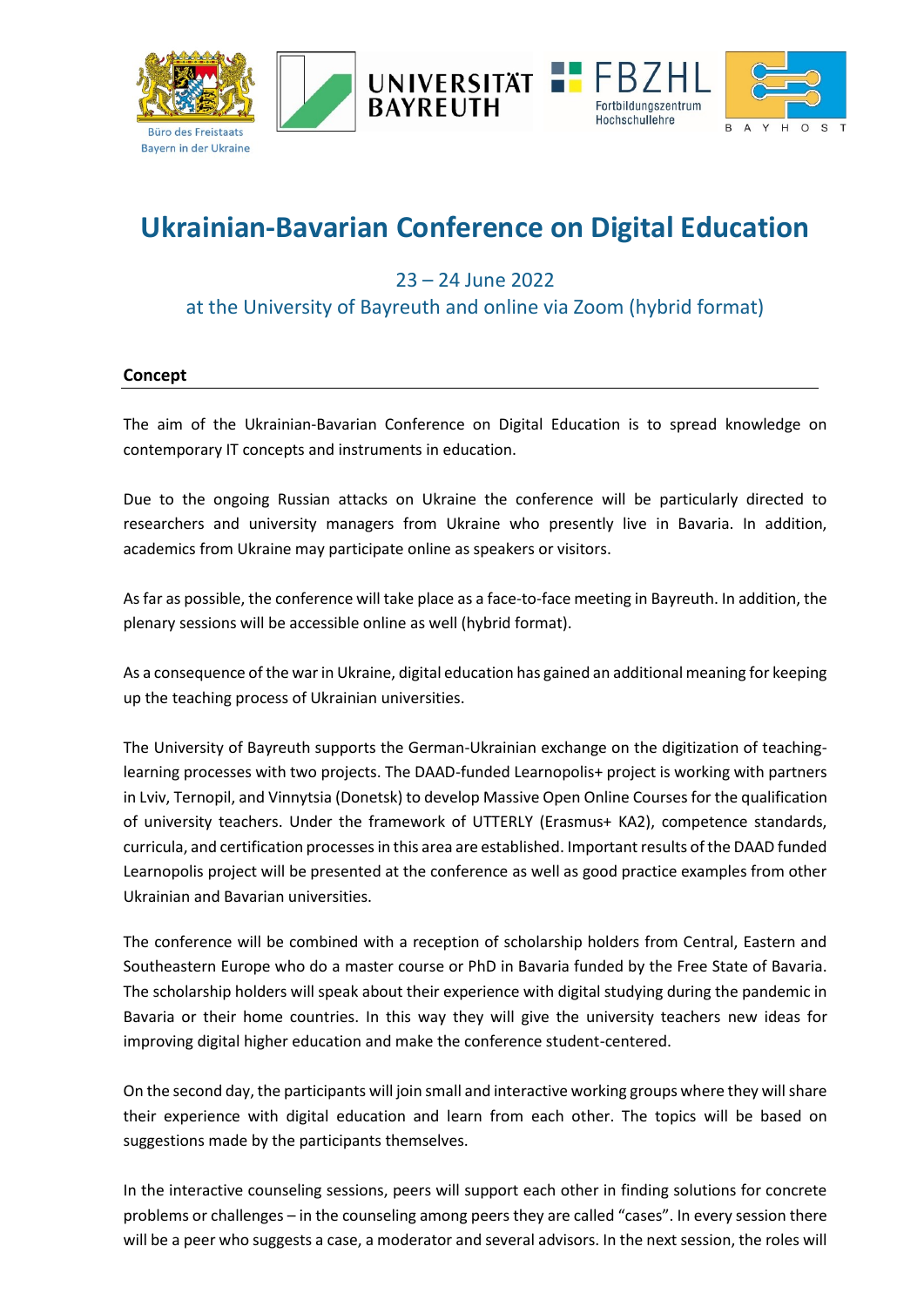Büro des Freistaats Bayern in der Ukraine | UNIVERSITÄT BAYREUTH | FBZHL Fortbildungszentrum Hochschullehre | BAYHOST

# Ukrainian-Bavarian Conference on Digital Education

23 – 24 June 2022

at the University of Bayreuth and online via Zoom (hybrid format)

**Concept**

The aim of the Ukrainian-Bavarian Conference on Digital Education is to spread knowledge on contemporary IT concepts and instruments in education.

Due to the ongoing Russian attacks on Ukraine the conference will be particularly directed to researchers and university managers from Ukraine who presently live in Bavaria. In addition, academics from Ukraine may participate online as speakers or visitors.

As far as possible, the conference will take place as a face-to-face meeting in Bayreuth. In addition, the plenary sessions will be accessible online as well (hybrid format).

As a consequence of the war in Ukraine, digital education has gained an additional meaning for keeping up the teaching process of Ukrainian universities.

The University of Bayreuth supports the German-Ukrainian exchange on the digitization of teaching-learning processes with two projects. The DAAD-funded Learnopolis+ project is working with partners in Lviv, Ternopil, and Vinnytsia (Donetsk) to develop Massive Open Online Courses for the qualification of university teachers. Under the framework of UTTERLY (Erasmus+ KA2), competence standards, curricula, and certification processes in this area are established. Important results of the DAAD funded Learnopolis project will be presented at the conference as well as good practice examples from other Ukrainian and Bavarian universities.

The conference will be combined with a reception of scholarship holders from Central, Eastern and Southeastern Europe who do a master course or PhD in Bavaria funded by the Free State of Bavaria. The scholarship holders will speak about their experience with digital studying during the pandemic in Bavaria or their home countries. In this way they will give the university teachers new ideas for improving digital higher education and make the conference student-centered.

On the second day, the participants will join small and interactive working groups where they will share their experience with digital education and learn from each other. The topics will be based on suggestions made by the participants themselves.

In the interactive counseling sessions, peers will support each other in finding solutions for concrete problems or challenges – in the counseling among peers they are called "cases". In every session there will be a peer who suggests a case, a moderator and several advisors. In the next session, the roles will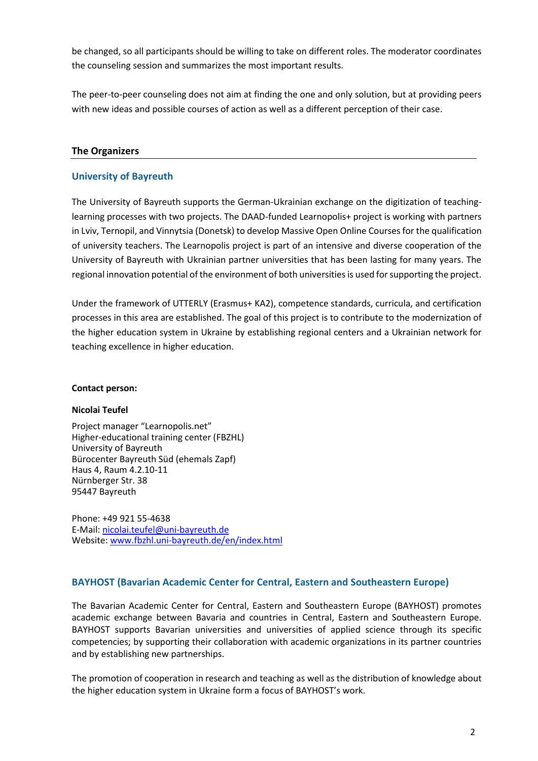be changed, so all participants should be willing to take on different roles. The moderator coordinates the counseling session and summarizes the most important results.

The peer-to-peer counseling does not aim at finding the one and only solution, but at providing peers with new ideas and possible courses of action as well as a different perception of their case.

## The Organizers

### University of Bayreuth

The University of Bayreuth supports the German-Ukrainian exchange on the digitization of teaching-learning processes with two projects. The DAAD-funded Learnopolis+ project is working with partners in Lviv, Ternopil, and Vinnytsia (Donetsk) to develop Massive Open Online Courses for the qualification of university teachers. The Learnopolis project is part of an intensive and diverse cooperation of the University of Bayreuth with Ukrainian partner universities that has been lasting for many years. The regional innovation potential of the environment of both universities is used for supporting the project.

Under the framework of UTTERLY (Erasmus+ KA2), competence standards, curricula, and certification processes in this area are established. The goal of this project is to contribute to the modernization of the higher education system in Ukraine by establishing regional centers and a Ukrainian network for teaching excellence in higher education.

**Contact person:**

**Nicolai Teufel**

Project manager "Learnopolis.net"
Higher-educational training center (FBZHL)
University of Bayreuth
Bürocenter Bayreuth Süd (ehemals Zapf)
Haus 4, Raum 4.2.10-11
Nürnberger Str. 38
95447 Bayreuth

Phone: +49 921 55-4638
E-Mail: nicolai.teufel@uni-bayreuth.de
Website: www.fbzhl.uni-bayreuth.de/en/index.html

### BAYHOST (Bavarian Academic Center for Central, Eastern and Southeastern Europe)

The Bavarian Academic Center for Central, Eastern and Southeastern Europe (BAYHOST) promotes academic exchange between Bavaria and countries in Central, Eastern and Southeastern Europe. BAYHOST supports Bavarian universities and universities of applied science through its specific competencies; by supporting their collaboration with academic organizations in its partner countries and by establishing new partnerships.

The promotion of cooperation in research and teaching as well as the distribution of knowledge about the higher education system in Ukraine form a focus of BAYHOST's work.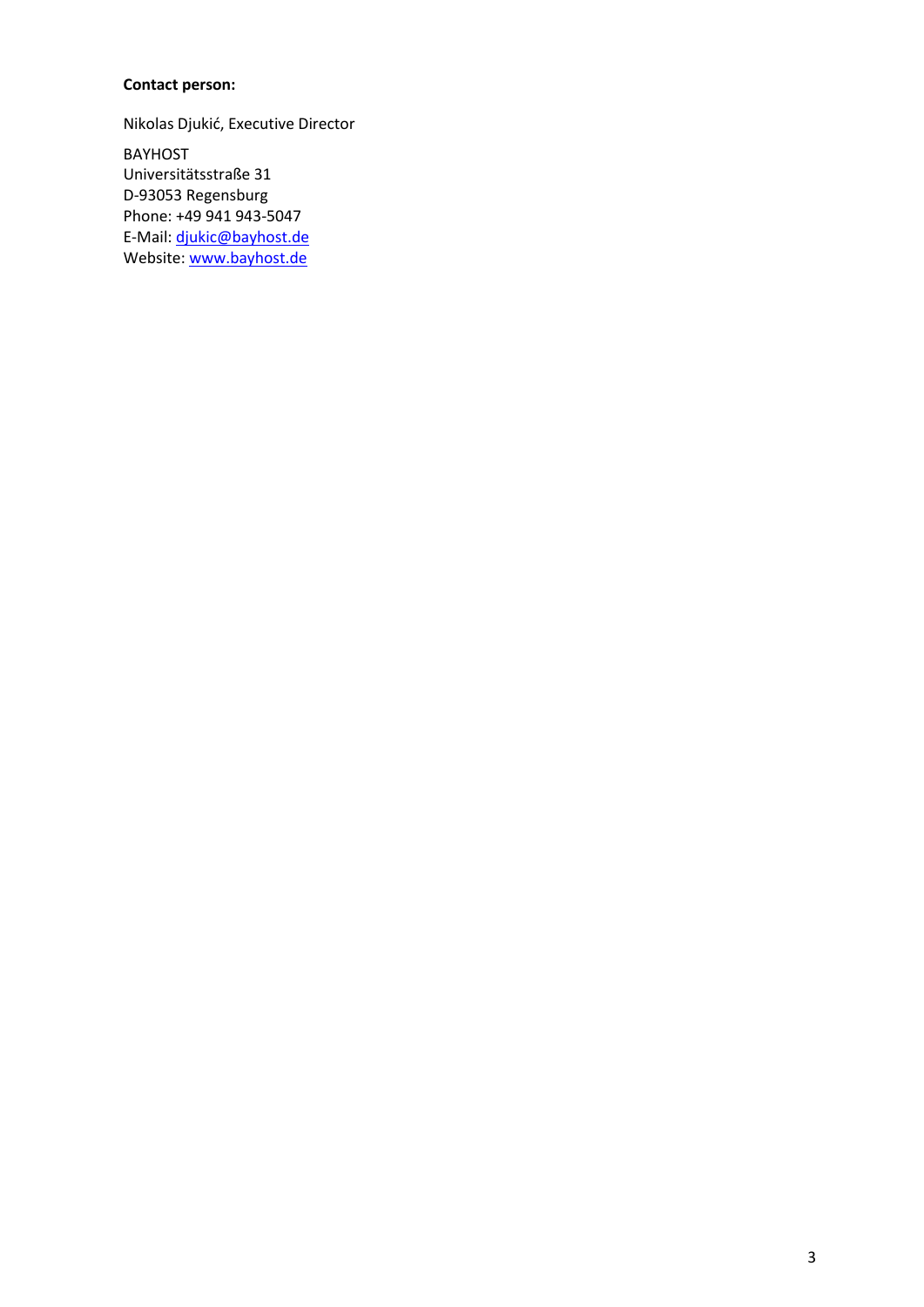**Contact person:**

Nikolas Djukić, Executive Director

BAYHOST
Universitätsstraße 31
D-93053 Regensburg
Phone: +49 941 943-5047
E-Mail: djukic@bayhost.de
Website: www.bayhost.de